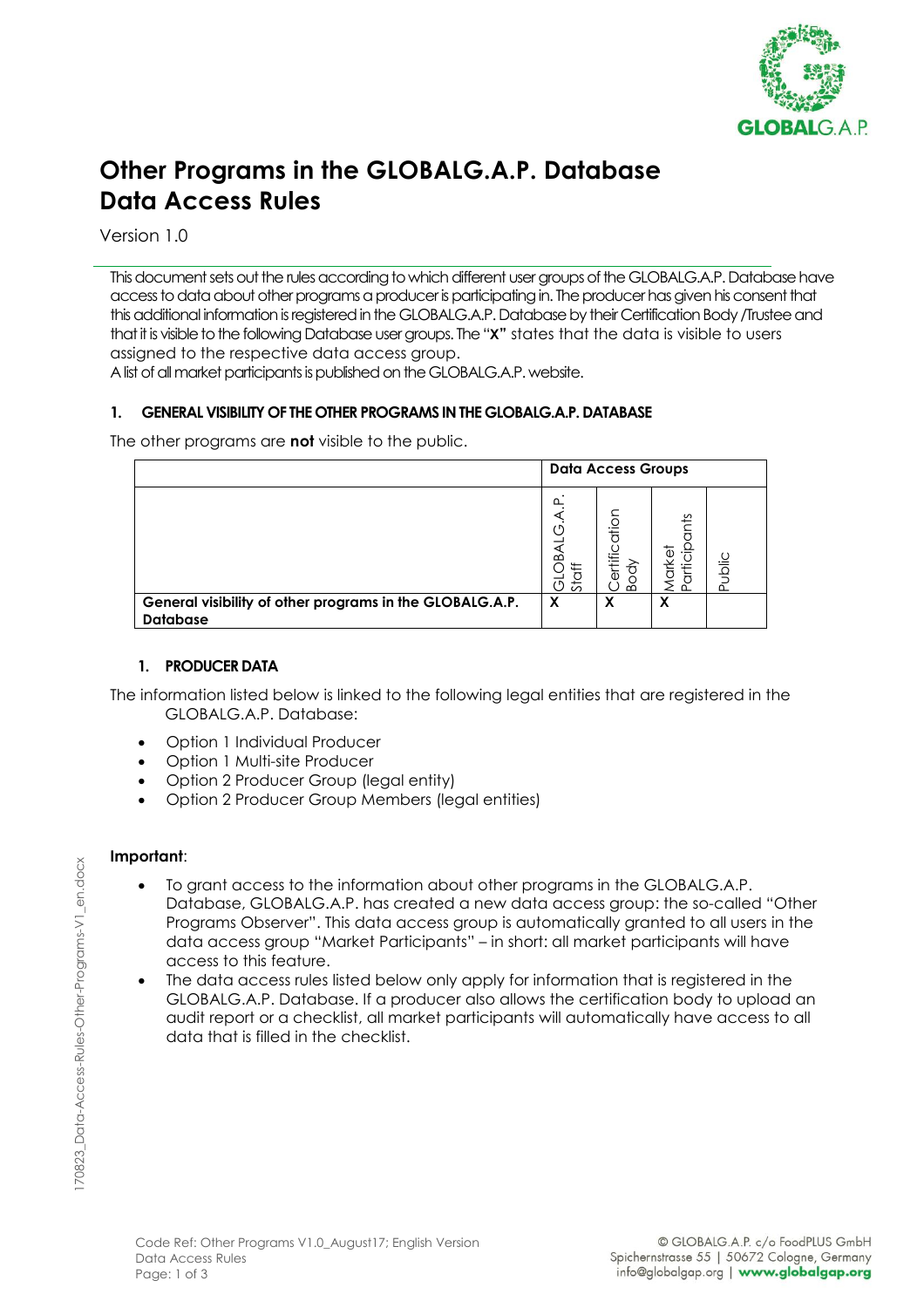# Other Programs in the GLOBALG.A.P. Database Data Access Rules

Version 1.0

This document sets out the rules according to which different user groups of the GLOBALG.A.P. Database have access to data about other programs a producer is participating in. The producer has given his consent that this additional information is registered in the GLOBALG.A.P. Database by their Certification Body /Trustee and that it is visible to the following Database user groups. The "**X"** states that the data is visible to users assigned to the respective data access group.

A list of all market participants is published on the GLOBALG.A.P. website.

## 1. GENERAL VISIBILITY OF THE OTHER PROGRAMS IN THE GLOBALG.A.P. DATABASE

The other programs are **not** visible to the public.

| | **Data Access Groups** | | | |
|---|---|---|---|---|
| | GLOBALG.A.P. Staff | Certification Body | Market Participants | Public |
| **General visibility of other programs in the GLOBALG.A.P. Database** | **X** | **X** | **X** | |

## 1. PRODUCER DATA

The information listed below is linked to the following legal entities that are registered in the GLOBALG.A.P. Database:

- Option 1 Individual Producer
- Option 1 Multi-site Producer
- Option 2 Producer Group (legal entity)
- Option 2 Producer Group Members (legal entities)

**Important**:

- To grant access to the information about other programs in the GLOBALG.A.P. Database, GLOBALG.A.P. has created a new data access group: the so-called "Other Programs Observer". This data access group is automatically granted to all users in the data access group "Market Participants" – in short: all market participants will have access to this feature.
- The data access rules listed below only apply for information that is registered in the GLOBALG.A.P. Database. If a producer also allows the certification body to upload an audit report or a checklist, all market participants will automatically have access to all data that is filled in the checklist.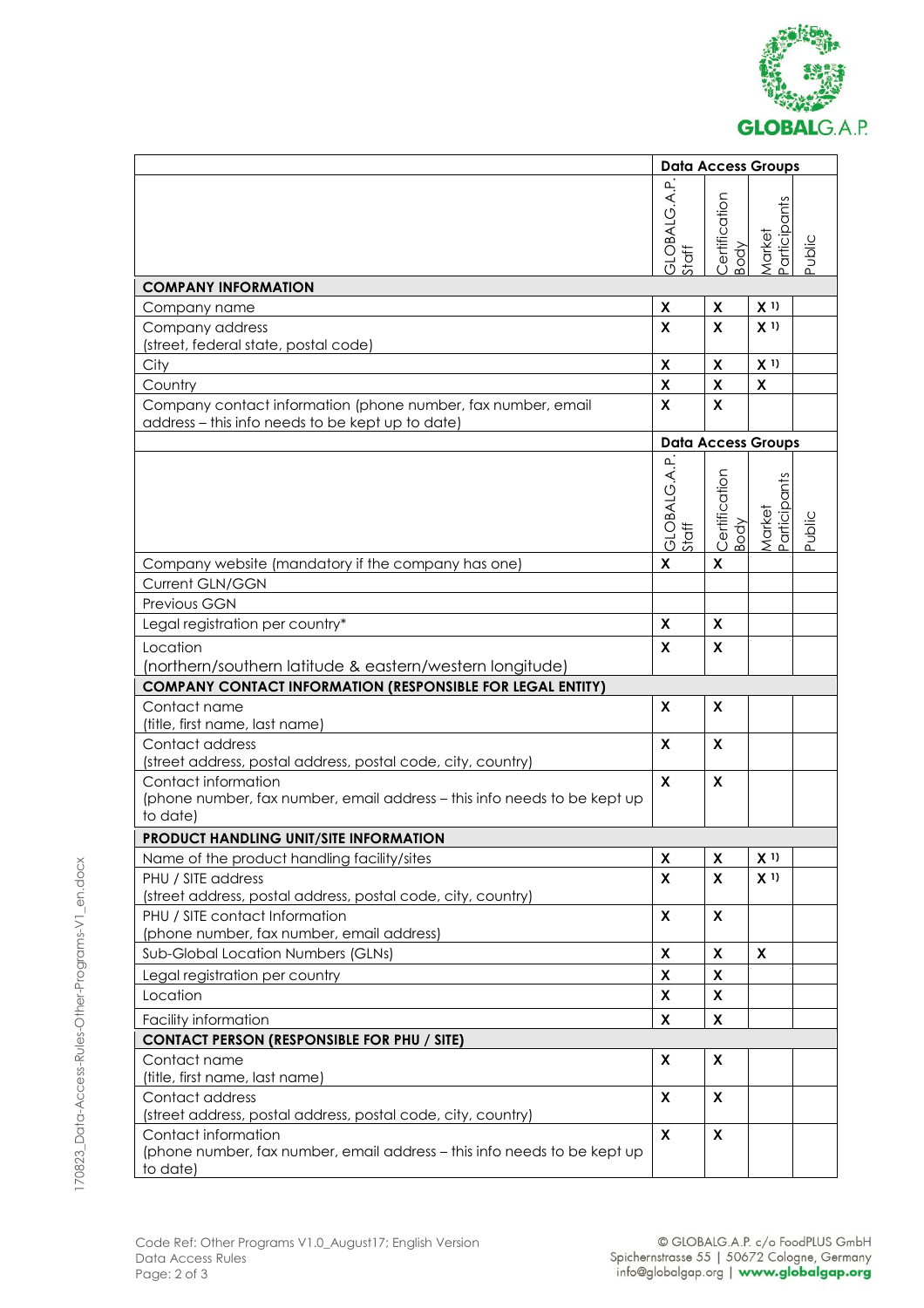| | Data Access Groups | | | |
|---|---|---|---|---|
| | GLOBALG.A.P. Staff | Certification Body | Market Participants | Public |
| **COMPANY INFORMATION** | | | | |
| Company name | X | X | X [1] | |
| Company address (street, federal state, postal code) | X | X | X [1] | |
| City | X | X | X [1] | |
| Country | X | X | X | |
| Company contact information (phone number, fax number, email address – this info needs to be kept up to date) | X | X | | |
| Company website (mandatory if the company has one) | X | X | | |
| Current GLN/GGN | | | | |
| Previous GGN | | | | |
| Legal registration per country* | X | X | | |
| Location (northern/southern latitude & eastern/western longitude) | X | X | | |
| **COMPANY CONTACT INFORMATION (RESPONSIBLE FOR LEGAL ENTITY)** | | | | |
| Contact name (title, first name, last name) | X | X | | |
| Contact address (street address, postal address, postal code, city, country) | X | X | | |
| Contact information (phone number, fax number, email address – this info needs to be kept up to date) | X | X | | |
| **PRODUCT HANDLING UNIT/SITE INFORMATION** | | | | |
| Name of the product handling facility/sites | X | X | X [1] | |
| PHU / SITE address (street address, postal address, postal code, city, country) | X | X | X [1] | |
| PHU / SITE contact Information (phone number, fax number, email address) | X | X | | |
| Sub-Global Location Numbers (GLNs) | X | X | X | |
| Legal registration per country | X | X | | |
| Location | X | X | | |
| Facility information | X | X | | |
| **CONTACT PERSON (RESPONSIBLE FOR PHU / SITE)** | | | | |
| Contact name (title, first name, last name) | X | X | | |
| Contact address (street address, postal address, postal code, city, country) | X | X | | |
| Contact information (phone number, fax number, email address – this info needs to be kept up to date) | X | X | | |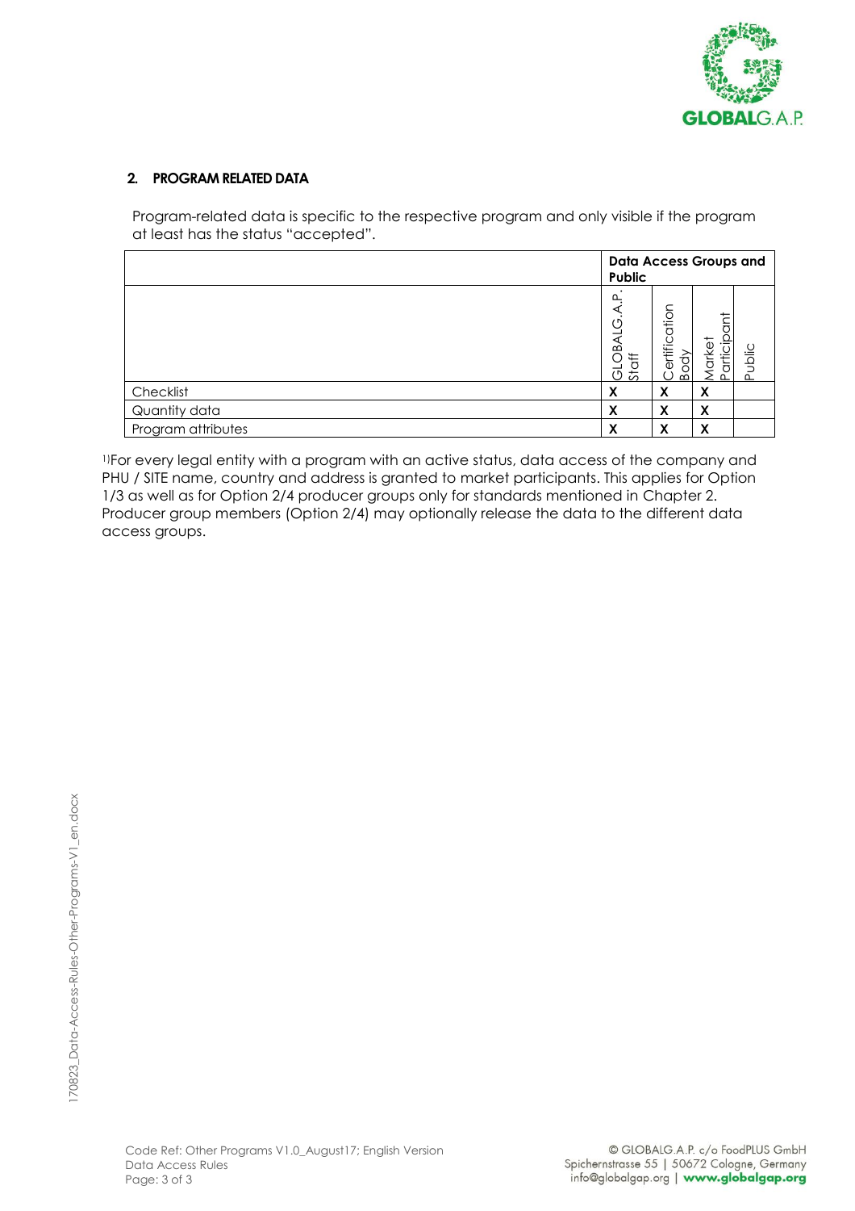## 2. PROGRAM RELATED DATA

Program-related data is specific to the respective program and only visible if the program at least has the status "accepted".

| | Data Access Groups and Public | | | |
|---|---|---|---|---|
| | GLOBALG.A.P. Staff | Certification Body | Market Participant | Public |
| Checklist | X | X | X | |
| Quantity data | X | X | X | |
| Program attributes | X | X | X | |

[1)]For every legal entity with a program with an active status, data access of the company and PHU / SITE name, country and address is granted to market participants. This applies for Option 1/3 as well as for Option 2/4 producer groups only for standards mentioned in Chapter 2. Producer group members (Option 2/4) may optionally release the data to the different data access groups.